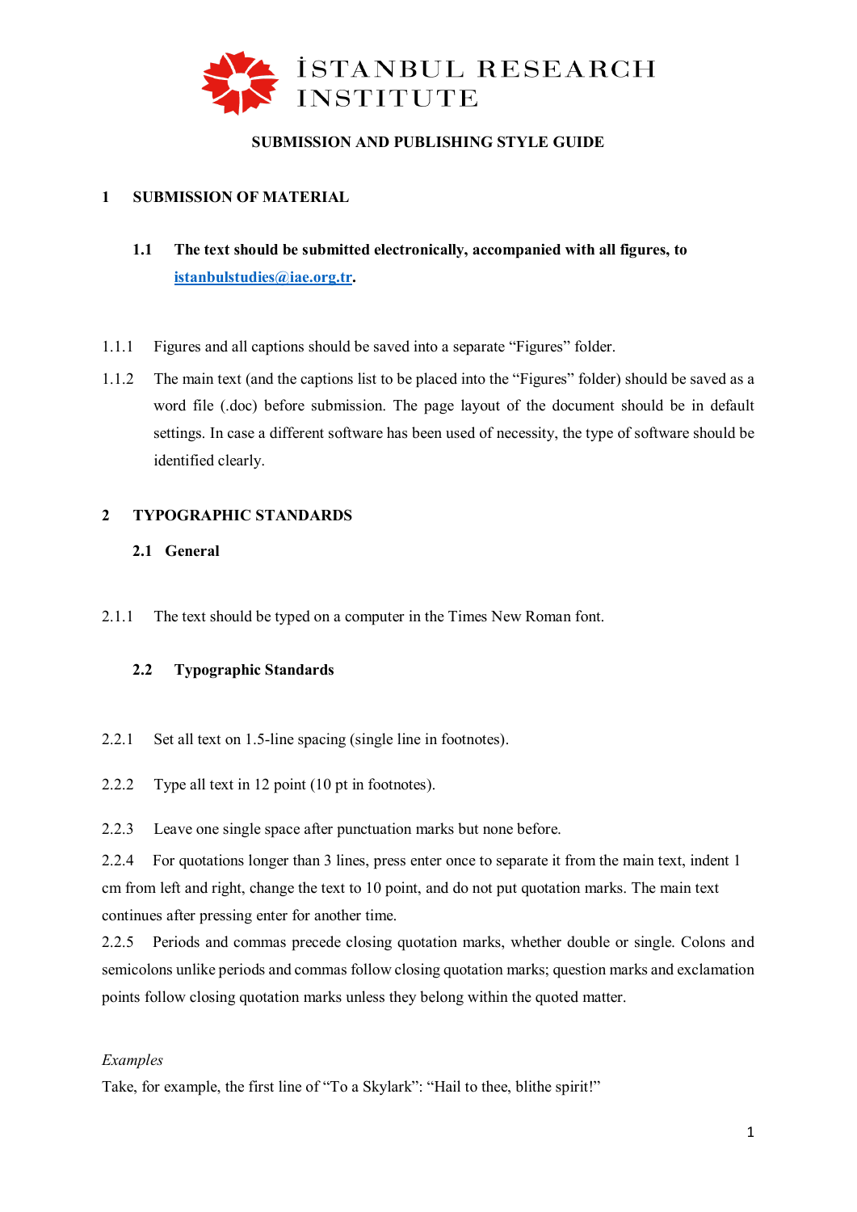İSTANBUL RESEARCH INSTITUTE

# SUBMISSION AND PUBLISHING STYLE GUIDE

## 1 SUBMISSION OF MATERIAL

### 1.1 The text should be submitted electronically, accompanied with all figures, to [istanbulstudies@iae.org.tr](mailto:istanbulstudies@iae.org.tr).

1.1.1 Figures and all captions should be saved into a separate "Figures" folder.

1.1.2 The main text (and the captions list to be placed into the "Figures" folder) should be saved as a word file (.doc) before submission. The page layout of the document should be in default settings. In case a different software has been used of necessity, the type of software should be identified clearly.

## 2 TYPOGRAPHIC STANDARDS

### 2.1 General

2.1.1 The text should be typed on a computer in the Times New Roman font.

### 2.2 Typographic Standards

2.2.1 Set all text on 1.5-line spacing (single line in footnotes).

2.2.2 Type all text in 12 point (10 pt in footnotes).

2.2.3 Leave one single space after punctuation marks but none before.

2.2.4 For quotations longer than 3 lines, press enter once to separate it from the main text, indent 1 cm from left and right, change the text to 10 point, and do not put quotation marks. The main text continues after pressing enter for another time.

2.2.5 Periods and commas precede closing quotation marks, whether double or single. Colons and semicolons unlike periods and commas follow closing quotation marks; question marks and exclamation points follow closing quotation marks unless they belong within the quoted matter.

*Examples*

Take, for example, the first line of "To a Skylark": "Hail to thee, blithe spirit!"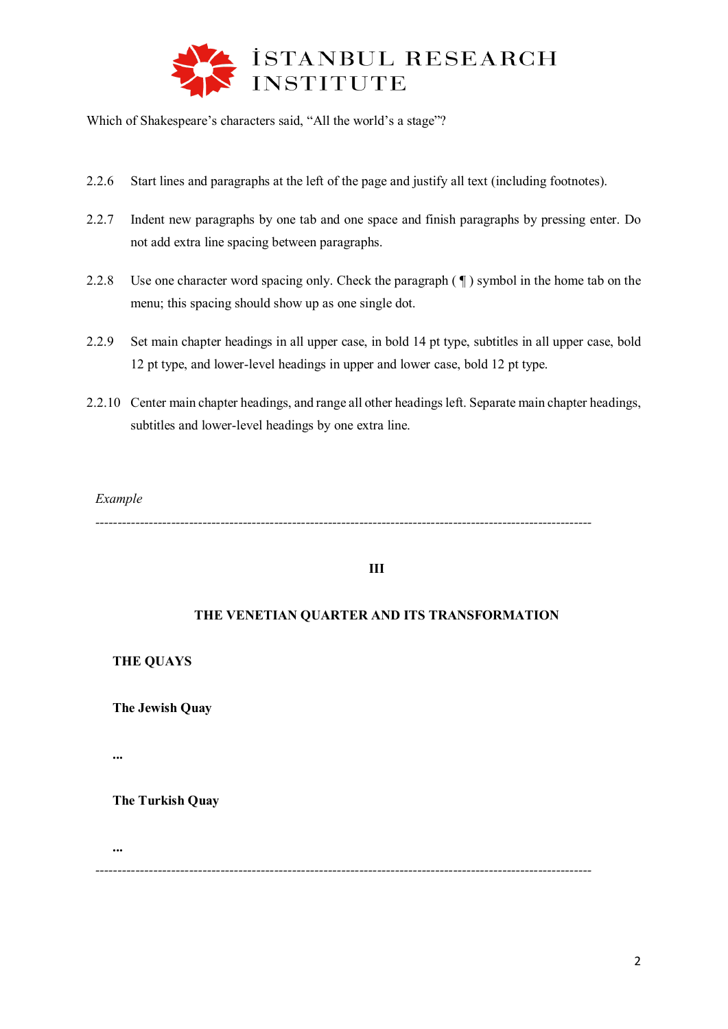Which of Shakespeare's characters said, "All the world's a stage"?

2.2.6 Start lines and paragraphs at the left of the page and justify all text (including footnotes).

2.2.7 Indent new paragraphs by one tab and one space and finish paragraphs by pressing enter. Do not add extra line spacing between paragraphs.

2.2.8 Use one character word spacing only. Check the paragraph ( ¶ ) symbol in the home tab on the menu; this spacing should show up as one single dot.

2.2.9 Set main chapter headings in all upper case, in bold 14 pt type, subtitles in all upper case, bold 12 pt type, and lower-level headings in upper and lower case, bold 12 pt type.

2.2.10 Center main chapter headings, and range all other headings left. Separate main chapter headings, subtitles and lower-level headings by one extra line.

*Example*

---

**III**

**THE VENETIAN QUARTER AND ITS TRANSFORMATION**

**THE QUAYS**

**The Jewish Quay**

**...**

**The Turkish Quay**

**...**

---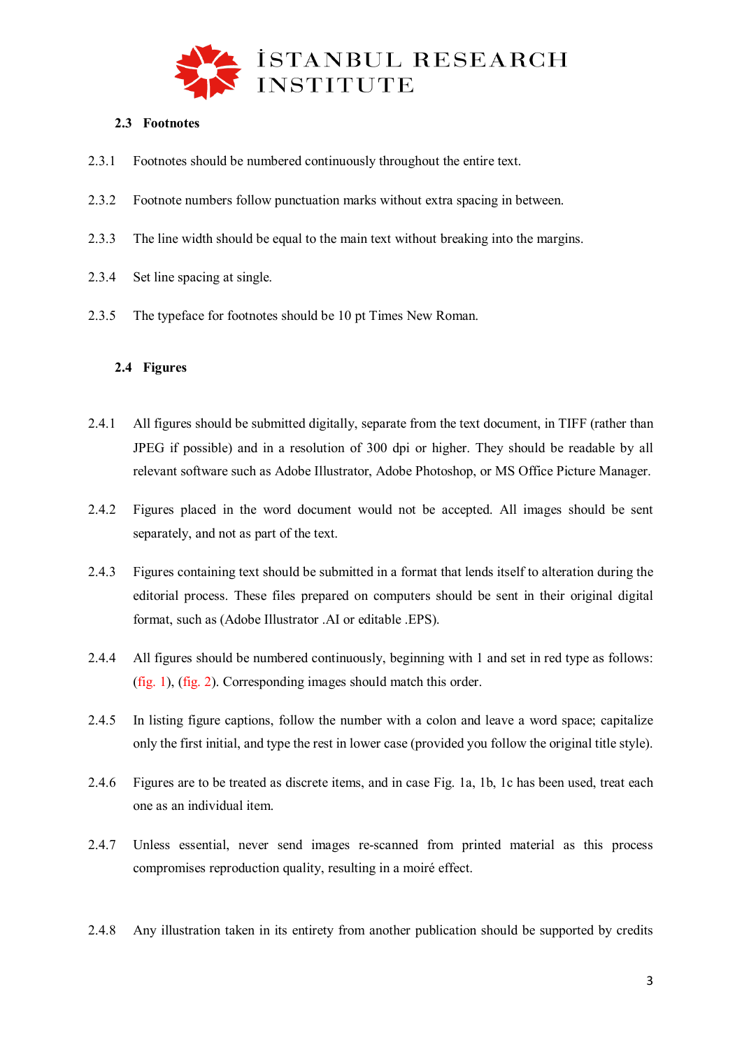## 2.3 Footnotes

2.3.1 Footnotes should be numbered continuously throughout the entire text.

2.3.2 Footnote numbers follow punctuation marks without extra spacing in between.

2.3.3 The line width should be equal to the main text without breaking into the margins.

2.3.4 Set line spacing at single.

2.3.5 The typeface for footnotes should be 10 pt Times New Roman.

## 2.4 Figures

2.4.1 All figures should be submitted digitally, separate from the text document, in TIFF (rather than JPEG if possible) and in a resolution of 300 dpi or higher. They should be readable by all relevant software such as Adobe Illustrator, Adobe Photoshop, or MS Office Picture Manager.

2.4.2 Figures placed in the word document would not be accepted. All images should be sent separately, and not as part of the text.

2.4.3 Figures containing text should be submitted in a format that lends itself to alteration during the editorial process. These files prepared on computers should be sent in their original digital format, such as (Adobe Illustrator .AI or editable .EPS).

2.4.4 All figures should be numbered continuously, beginning with 1 and set in red type as follows: (fig. 1), (fig. 2). Corresponding images should match this order.

2.4.5 In listing figure captions, follow the number with a colon and leave a word space; capitalize only the first initial, and type the rest in lower case (provided you follow the original title style).

2.4.6 Figures are to be treated as discrete items, and in case Fig. 1a, 1b, 1c has been used, treat each one as an individual item.

2.4.7 Unless essential, never send images re-scanned from printed material as this process compromises reproduction quality, resulting in a moiré effect.

2.4.8 Any illustration taken in its entirety from another publication should be supported by credits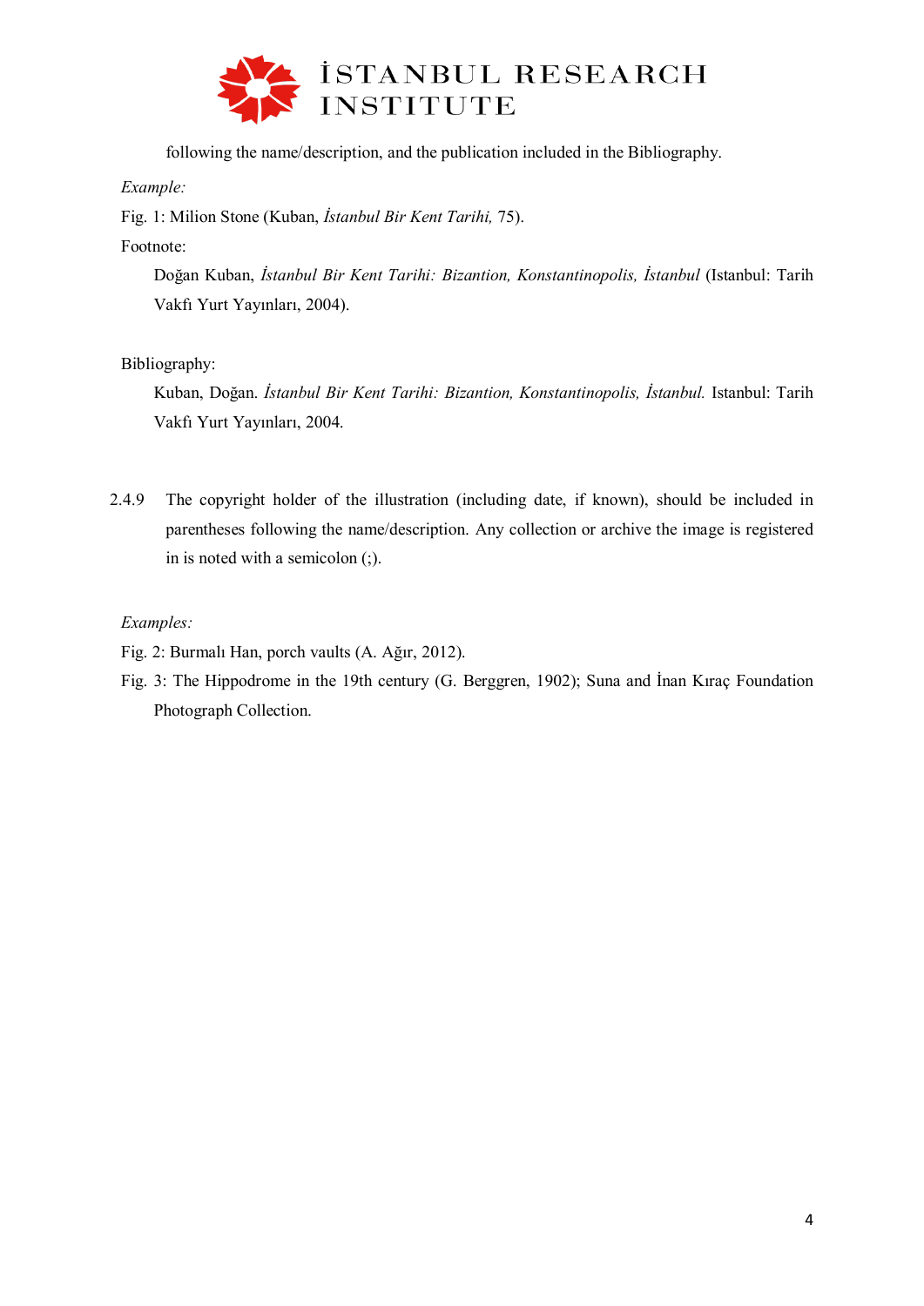following the name/description, and the publication included in the Bibliography.

*Example:*

Fig. 1: Milion Stone (Kuban, *İstanbul Bir Kent Tarihi,* 75).

Footnote:

Doğan Kuban, *İstanbul Bir Kent Tarihi: Bizantion, Konstantinopolis, İstanbul* (Istanbul: Tarih Vakfı Yurt Yayınları, 2004).

Bibliography:

Kuban, Doğan. *İstanbul Bir Kent Tarihi: Bizantion, Konstantinopolis, İstanbul.* Istanbul: Tarih Vakfı Yurt Yayınları, 2004.

2.4.9 The copyright holder of the illustration (including date, if known), should be included in parentheses following the name/description. Any collection or archive the image is registered in is noted with a semicolon (;).

*Examples:*

Fig. 2: Burmalı Han, porch vaults (A. Ağır, 2012).

Fig. 3: The Hippodrome in the 19th century (G. Berggren, 1902); Suna and İnan Kıraç Foundation Photograph Collection.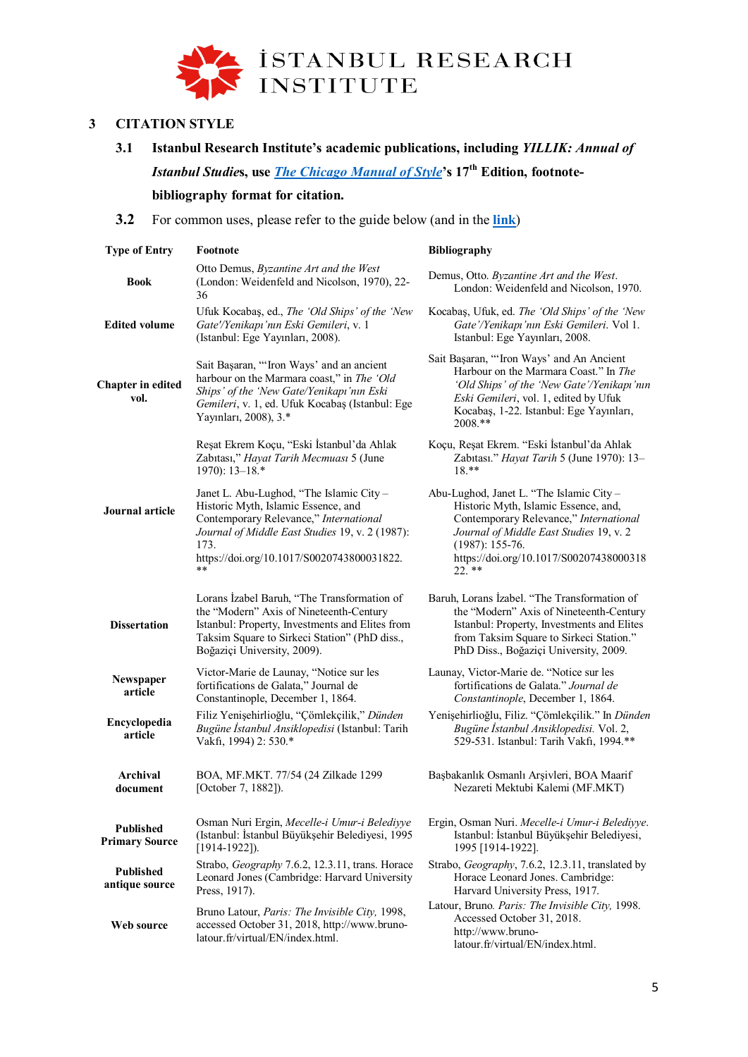# İSTANBUL RESEARCH INSTITUTE

## 3 CITATION STYLE

**3.1 Istanbul Research Institute's academic publications, including *YILLIK: Annual of Istanbul Studies*, use [*The Chicago Manual of Style*]'s 17th Edition, footnote-bibliography format for citation.**

**3.2** For common uses, please refer to the guide below (and in the **link**)

| Type of Entry | Footnote | Bibliography |
|---|---|---|
| **Book** | Otto Demus, *Byzantine Art and the West* (London: Weidenfeld and Nicolson, 1970), 22-36 | Demus, Otto. *Byzantine Art and the West*. London: Weidenfeld and Nicolson, 1970. |
| **Edited volume** | Ufuk Kocabaş, ed., *The 'Old Ships' of the 'New Gate'/Yenikapı'nın Eski Gemileri*, v. 1 (Istanbul: Ege Yayınları, 2008). | Kocabaş, Ufuk, ed. *The 'Old Ships' of the 'New Gate'/Yenikapı'nın Eski Gemileri*. Vol 1. Istanbul: Ege Yayınları, 2008. |
| **Chapter in edited vol.** | Sait Başaran, "'Iron Ways' and an ancient harbour on the Marmara coast," in *The 'Old Ships' of the 'New Gate/Yenikapı'nın Eski Gemileri*, v. 1, ed. Ufuk Kocabaş (Istanbul: Ege Yayınları, 2008), 3.* | Sait Başaran, "'Iron Ways' and An Ancient Harbour on the Marmara Coast." In *The 'Old Ships' of the 'New Gate'/Yenikapı'nın Eski Gemileri*, vol. 1, edited by Ufuk Kocabaş, 1-22. Istanbul: Ege Yayınları, 2008.** |
| **Journal article** | Reşat Ekrem Koçu, "Eski İstanbul'da Ahlak Zabıtası," *Hayat Tarih Mecmuası* 5 (June 1970): 13–18.* | Koçu, Reşat Ekrem. "Eski İstanbul'da Ahlak Zabıtası." *Hayat Tarih* 5 (June 1970): 13–18.** |
| | Janet L. Abu-Lughod, "The Islamic City – Historic Myth, Islamic Essence, and Contemporary Relevance," *International Journal of Middle East Studies* 19, v. 2 (1987): 173. https://doi.org/10.1017/S0020743800031822. ** | Abu-Lughod, Janet L. "The Islamic City – Historic Myth, Islamic Essence, and, Contemporary Relevance," *International Journal of Middle East Studies* 19, v. 2 (1987): 155-76. https://doi.org/10.1017/S00207438000318 22. ** |
| **Dissertation** | Lorans İzabel Baruh, "The Transformation of the "Modern" Axis of Nineteenth-Century Istanbul: Property, Investments and Elites from Taksim Square to Sirkeci Station" (PhD diss., Boğaziçi University, 2009). | Baruh, Lorans İzabel. "The Transformation of the "Modern" Axis of Nineteenth-Century Istanbul: Property, Investments and Elites from Taksim Square to Sirkeci Station." PhD Diss., Boğaziçi University, 2009. |
| **Newspaper article** | Victor-Marie de Launay, "Notice sur les fortifications de Galata," Journal de Constantinople, December 1, 1864. | Launay, Victor-Marie de. "Notice sur les fortifications de Galata." *Journal de Constantinople*, December 1, 1864. |
| **Encyclopedia article** | Filiz Yenişehirlioğlu, "Çömlekçilik," *Dünden Bugüne İstanbul Ansiklopedisi* (Istanbul: Tarih Vakfı, 1994) 2: 530.* | Yenişehirlioğlu, Filiz. "Çömlekçilik." In *Dünden Bugüne İstanbul Ansiklopedisi.* Vol. 2, 529-531. Istanbul: Tarih Vakfı, 1994.** |
| **Archival document** | BOA, MF.MKT. 77/54 (24 Zilkade 1299 [October 7, 1882]). | Başbakanlık Osmanlı Arşivleri, BOA Maarif Nezareti Mektubi Kalemi (MF.MKT) |
| **Published Primary Source** | Osman Nuri Ergin, *Mecelle-i Umur-i Belediyye* (Istanbul: İstanbul Büyükşehir Belediyesi, 1995 [1914-1922]). | Ergin, Osman Nuri. *Mecelle-i Umur-i Belediyye*. Istanbul: İstanbul Büyükşehir Belediyesi, 1995 [1914-1922]. |
| **Published antique source** | Strabo, *Geography* 7.6.2, 12.3.11, trans. Horace Leonard Jones (Cambridge: Harvard University Press, 1917). | Strabo, *Geography*, 7.6.2, 12.3.11, translated by Horace Leonard Jones. Cambridge: Harvard University Press, 1917. |
| **Web source** | Bruno Latour, *Paris: The Invisible City,* 1998, accessed October 31, 2018, http://www.bruno-latour.fr/virtual/EN/index.html. | Latour, Bruno. *Paris: The Invisible City,* 1998. Accessed October 31, 2018. http://www.bruno-latour.fr/virtual/EN/index.html. |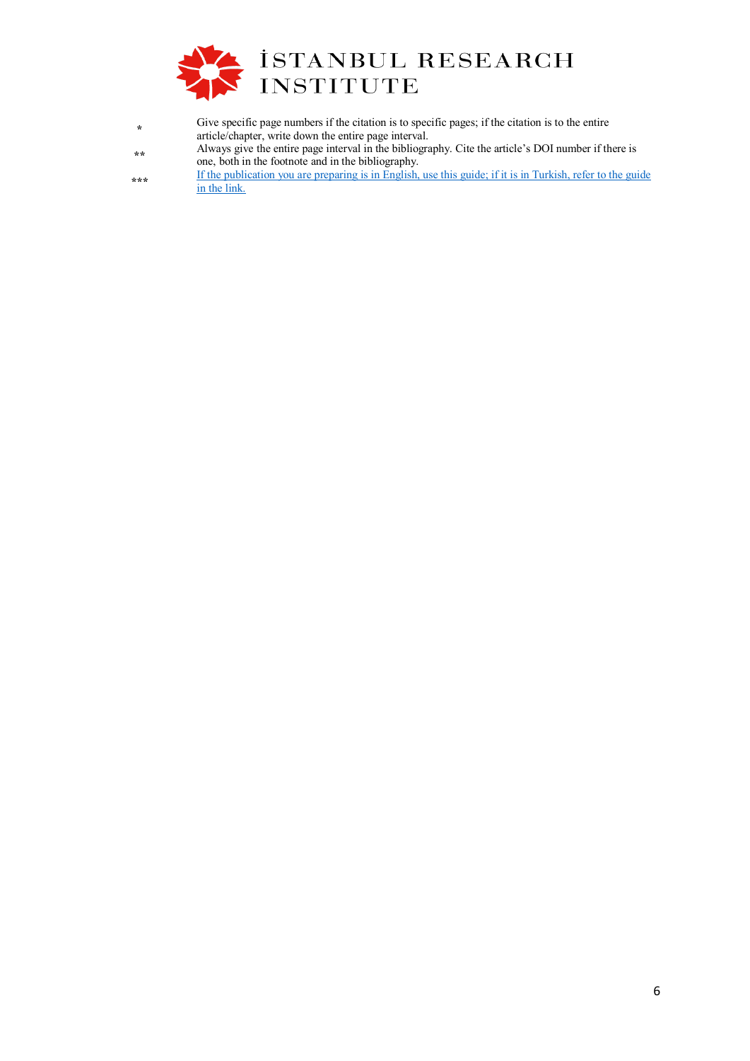| | |
|---|---|
| * | Give specific page numbers if the citation is to specific pages; if the citation is to the entire article/chapter, write down the entire page interval. |
| ** | Always give the entire page interval in the bibliography. Cite the article's DOI number if there is one, both in the footnote and in the bibliography. |
| *** | If the publication you are preparing is in English, use this guide; if it is in Turkish, refer to the guide in the link. |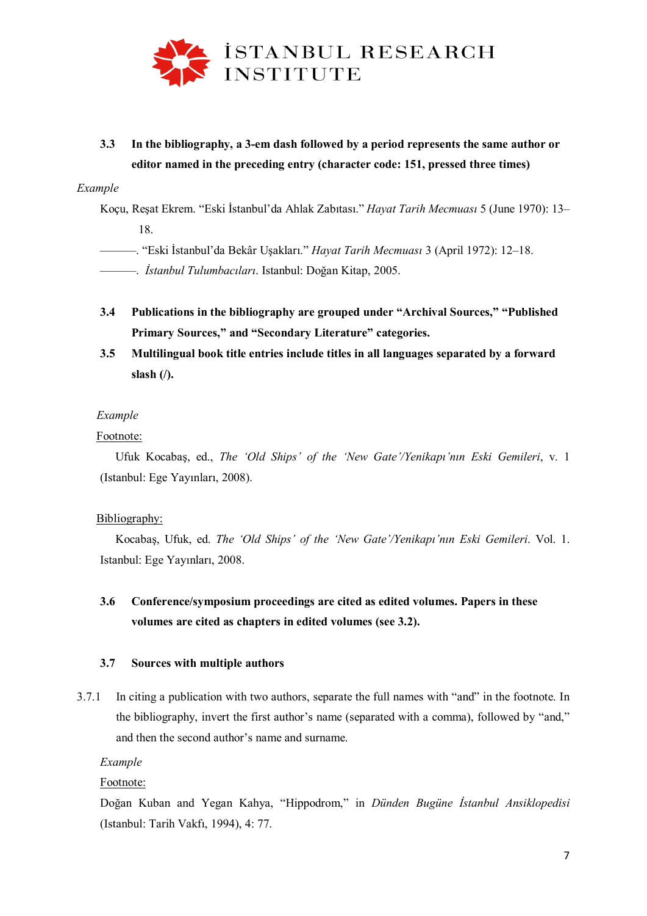**3.3 In the bibliography, a 3-em dash followed by a period represents the same author or editor named in the preceding entry (character code: 151, pressed three times)**

*Example*

Koçu, Reşat Ekrem. “Eski İstanbul’da Ahlak Zabıtası.” *Hayat Tarih Mecmuası* 5 (June 1970): 13–18.

———. “Eski İstanbul’da Bekâr Uşakları.” *Hayat Tarih Mecmuası* 3 (April 1972): 12–18.

———. *İstanbul Tulumbacıları*. Istanbul: Doğan Kitap, 2005.

**3.4 Publications in the bibliography are grouped under “Archival Sources,” “Published Primary Sources,” and “Secondary Literature” categories.**

**3.5 Multilingual book title entries include titles in all languages separated by a forward slash (/).**

*Example*

Footnote:

Ufuk Kocabaş, ed., *The ‘Old Ships’ of the ‘New Gate’/Yenikapı’nın Eski Gemileri*, v. 1 (Istanbul: Ege Yayınları, 2008).

Bibliography:

Kocabaş, Ufuk, ed. *The ‘Old Ships’ of the ‘New Gate’/Yenikapı’nın Eski Gemileri*. Vol. 1. Istanbul: Ege Yayınları, 2008.

**3.6 Conference/symposium proceedings are cited as edited volumes. Papers in these volumes are cited as chapters in edited volumes (see 3.2).**

**3.7 Sources with multiple authors**

3.7.1 In citing a publication with two authors, separate the full names with “and” in the footnote. In the bibliography, invert the first author’s name (separated with a comma), followed by “and,” and then the second author’s name and surname.

*Example*

Footnote:

Doğan Kuban and Yegan Kahya, “Hippodrom,” in *Dünden Bugüne İstanbul Ansiklopedisi* (Istanbul: Tarih Vakfı, 1994), 4: 77.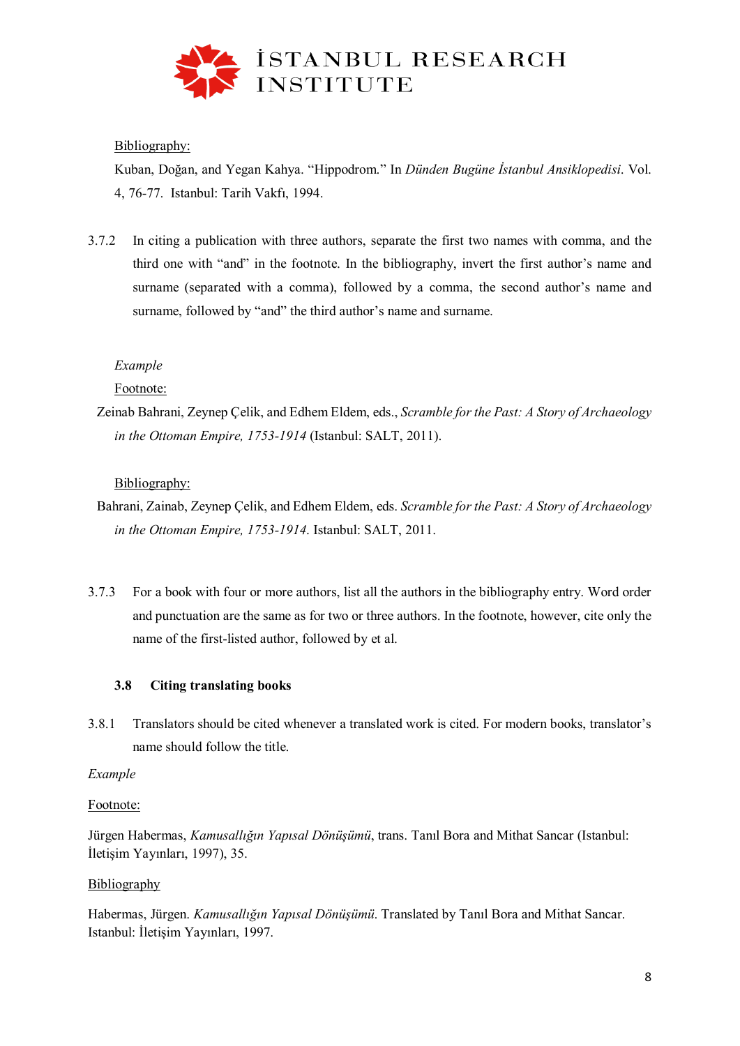Bibliography:

Kuban, Doğan, and Yegan Kahya. "Hippodrom." In *Dünden Bugüne İstanbul Ansiklopedisi*. Vol. 4, 76-77. Istanbul: Tarih Vakfı, 1994.

3.7.2 In citing a publication with three authors, separate the first two names with comma, and the third one with "and" in the footnote. In the bibliography, invert the first author's name and surname (separated with a comma), followed by a comma, the second author's name and surname, followed by "and" the third author's name and surname.

*Example*

Footnote:

Zeinab Bahrani, Zeynep Çelik, and Edhem Eldem, eds., *Scramble for the Past: A Story of Archaeology in the Ottoman Empire, 1753-1914* (Istanbul: SALT, 2011).

Bibliography:

Bahrani, Zainab, Zeynep Çelik, and Edhem Eldem, eds. *Scramble for the Past: A Story of Archaeology in the Ottoman Empire, 1753-1914*. Istanbul: SALT, 2011.

3.7.3 For a book with four or more authors, list all the authors in the bibliography entry. Word order and punctuation are the same as for two or three authors. In the footnote, however, cite only the name of the first-listed author, followed by et al.

### 3.8 Citing translating books

3.8.1 Translators should be cited whenever a translated work is cited. For modern books, translator's name should follow the title.

*Example*

Footnote:

Jürgen Habermas, *Kamusallığın Yapısal Dönüşümü*, trans. Tanıl Bora and Mithat Sancar (Istanbul: İletişim Yayınları, 1997), 35.

Bibliography

Habermas, Jürgen. *Kamusallığın Yapısal Dönüşümü*. Translated by Tanıl Bora and Mithat Sancar. Istanbul: İletişim Yayınları, 1997.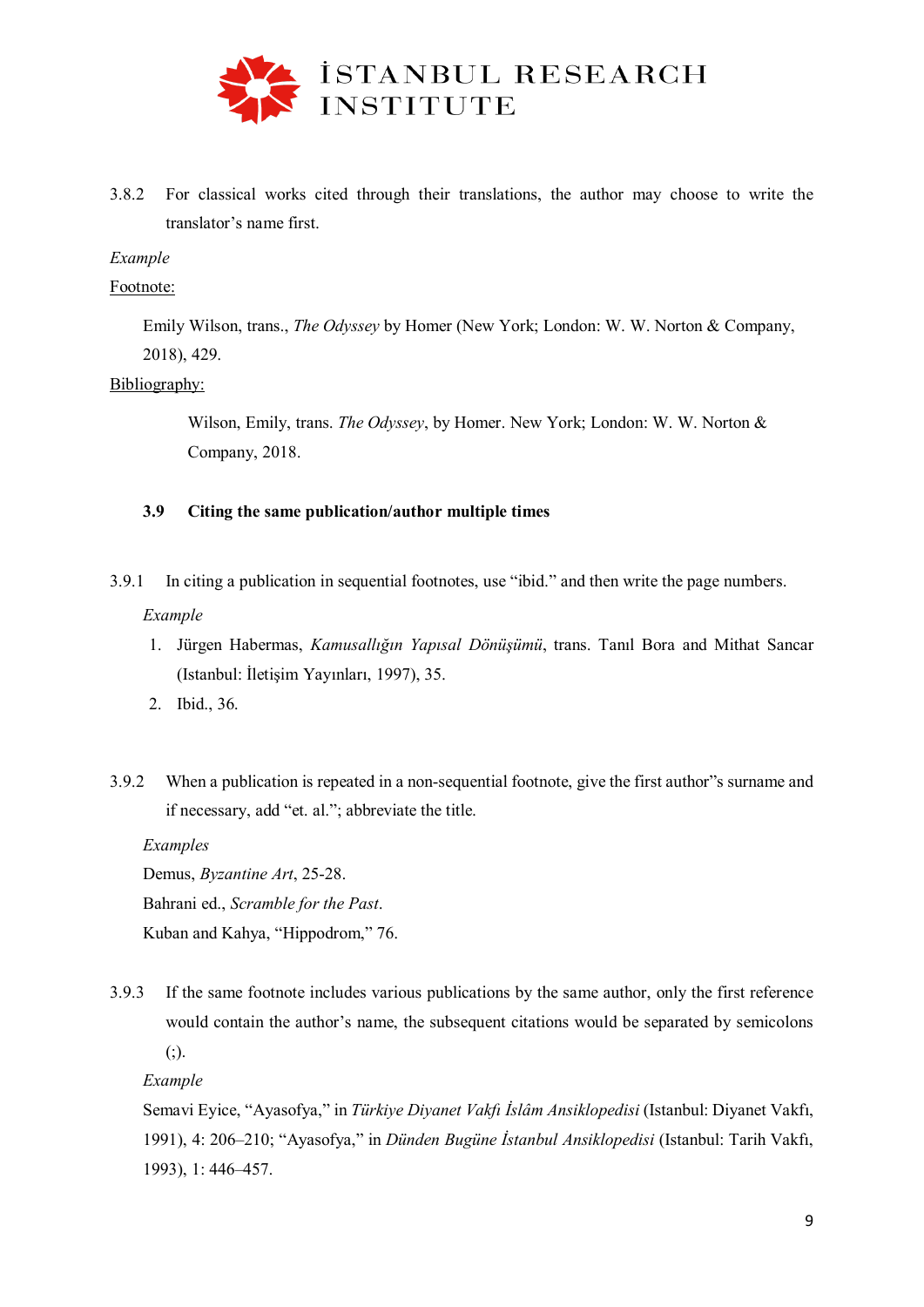3.8.2 For classical works cited through their translations, the author may choose to write the translator's name first.

*Example*

Footnote:

Emily Wilson, trans., *The Odyssey* by Homer (New York; London: W. W. Norton & Company, 2018), 429.

Bibliography:

Wilson, Emily, trans. *The Odyssey*, by Homer. New York; London: W. W. Norton & Company, 2018.

### 3.9 Citing the same publication/author multiple times

3.9.1 In citing a publication in sequential footnotes, use "ibid." and then write the page numbers.

*Example*

1. Jürgen Habermas, *Kamusallığın Yapısal Dönüşümü*, trans. Tanıl Bora and Mithat Sancar (Istanbul: İletişim Yayınları, 1997), 35.
2. Ibid., 36.

3.9.2 When a publication is repeated in a non-sequential footnote, give the first author"s surname and if necessary, add "et. al."; abbreviate the title.

*Examples*

Demus, *Byzantine Art*, 25-28.

Bahrani ed., *Scramble for the Past*.

Kuban and Kahya, "Hippodrom," 76.

3.9.3 If the same footnote includes various publications by the same author, only the first reference would contain the author's name, the subsequent citations would be separated by semicolons (;).

*Example*

Semavi Eyice, "Ayasofya," in *Türkiye Diyanet Vakfı İslâm Ansiklopedisi* (Istanbul: Diyanet Vakfı, 1991), 4: 206–210; "Ayasofya," in *Dünden Bugüne İstanbul Ansiklopedisi* (Istanbul: Tarih Vakfı, 1993), 1: 446–457.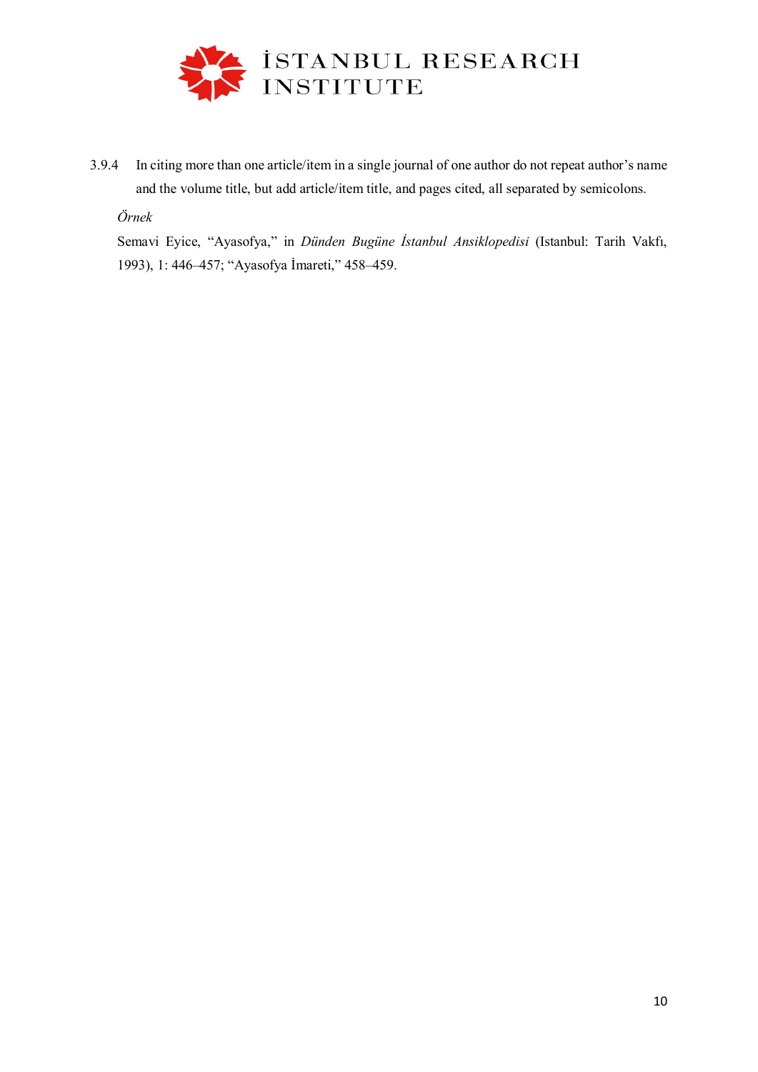3.9.4 In citing more than one article/item in a single journal of one author do not repeat author's name and the volume title, but add article/item title, and pages cited, all separated by semicolons.

*Örnek*

Semavi Eyice, "Ayasofya," in *Dünden Bugüne İstanbul Ansiklopedisi* (Istanbul: Tarih Vakfı, 1993), 1: 446–457; "Ayasofya İmareti," 458–459.